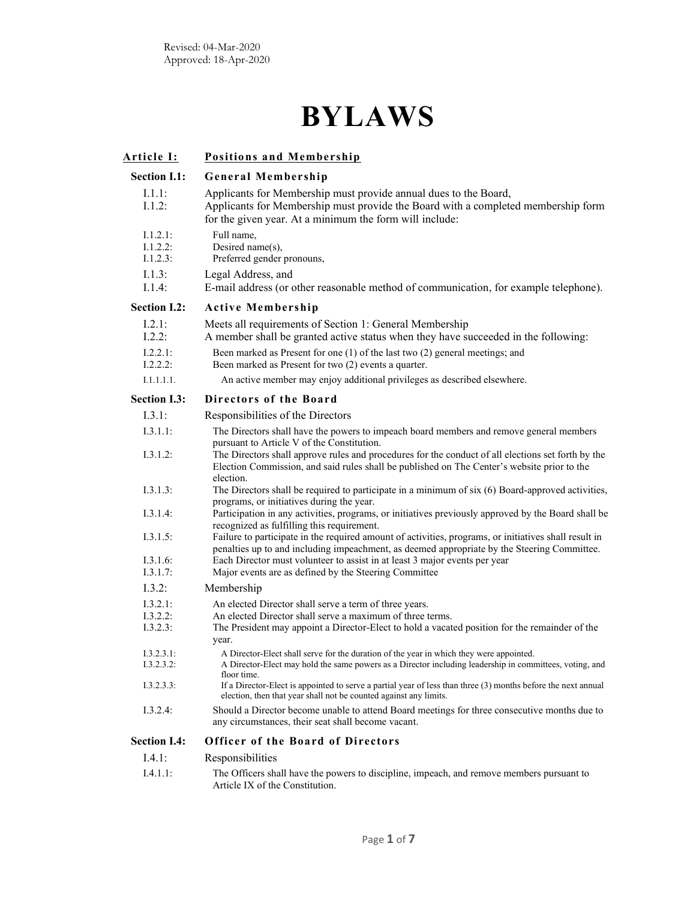Revised: 04-Mar-2020
Approved: 18-Apr-2020

# BYLAWS

## Article I: Positions and Membership

### Section I.1: General Membership

I.1.1: Applicants for Membership must provide annual dues to the Board,

I.1.2: Applicants for Membership must provide the Board with a completed membership form for the given year. At a minimum the form will include:

- I.1.2.1: Full name,
- I.1.2.2: Desired name(s),
- I.1.2.3: Preferred gender pronouns,

I.1.3: Legal Address, and

I.1.4: E-mail address (or other reasonable method of communication, for example telephone).

### Section I.2: Active Membership

I.2.1: Meets all requirements of Section 1: General Membership

I.2.2: A member shall be granted active status when they have succeeded in the following:

- I.2.2.1: Been marked as Present for one (1) of the last two (2) general meetings; and
- I.2.2.2: Been marked as Present for two (2) events a quarter.
  - I.1.1.1.1. An active member may enjoy additional privileges as described elsewhere.

### Section I.3: Directors of the Board

I.3.1: Responsibilities of the Directors

- I.3.1.1: The Directors shall have the powers to impeach board members and remove general members pursuant to Article V of the Constitution.
- I.3.1.2: The Directors shall approve rules and procedures for the conduct of all elections set forth by the Election Commission, and said rules shall be published on The Center's website prior to the election.
- I.3.1.3: The Directors shall be required to participate in a minimum of six (6) Board-approved activities, programs, or initiatives during the year.
- I.3.1.4: Participation in any activities, programs, or initiatives previously approved by the Board shall be recognized as fulfilling this requirement.
- I.3.1.5: Failure to participate in the required amount of activities, programs, or initiatives shall result in penalties up to and including impeachment, as deemed appropriate by the Steering Committee.
- I.3.1.6: Each Director must volunteer to assist in at least 3 major events per year
- I.3.1.7: Major events are as defined by the Steering Committee

I.3.2: Membership

- I.3.2.1: An elected Director shall serve a term of three years.
- I.3.2.2: An elected Director shall serve a maximum of three terms.
- I.3.2.3: The President may appoint a Director-Elect to hold a vacated position for the remainder of the year.
  - I.3.2.3.1: A Director-Elect shall serve for the duration of the year in which they were appointed.
  - I.3.2.3.2: A Director-Elect may hold the same powers as a Director including leadership in committees, voting, and floor time.
  - I.3.2.3.3: If a Director-Elect is appointed to serve a partial year of less than three (3) months before the next annual election, then that year shall not be counted against any limits.
- I.3.2.4: Should a Director become unable to attend Board meetings for three consecutive months due to any circumstances, their seat shall become vacant.

### Section I.4: Officer of the Board of Directors

I.4.1: Responsibilities

- I.4.1.1: The Officers shall have the powers to discipline, impeach, and remove members pursuant to Article IX of the Constitution.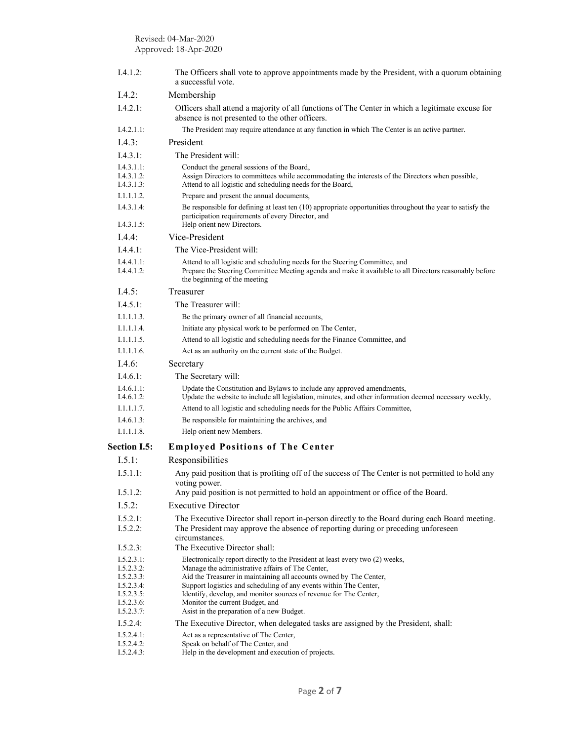Revised: 04-Mar-2020
Approved: 18-Apr-2020

I.4.1.2: The Officers shall vote to approve appointments made by the President, with a quorum obtaining a successful vote.

### I.4.2: Membership

I.4.2.1: Officers shall attend a majority of all functions of The Center in which a legitimate excuse for absence is not presented to the other officers.

I.4.2.1.1: The President may require attendance at any function in which The Center is an active partner.

### I.4.3: President

I.4.3.1: The President will:

I.4.3.1.1: Conduct the general sessions of the Board,
I.4.3.1.2: Assign Directors to committees while accommodating the interests of the Directors when possible,
I.4.3.1.3: Attend to all logistic and scheduling needs for the Board,
I.1.1.1.2. Prepare and present the annual documents,
I.4.3.1.4: Be responsible for defining at least ten (10) appropriate opportunities throughout the year to satisfy the participation requirements of every Director, and
I.4.3.1.5: Help orient new Directors.

### I.4.4: Vice-President

I.4.4.1: The Vice-President will:

I.4.4.1.1: Attend to all logistic and scheduling needs for the Steering Committee, and
I.4.4.1.2: Prepare the Steering Committee Meeting agenda and make it available to all Directors reasonably before the beginning of the meeting

### I.4.5: Treasurer

I.4.5.1: The Treasurer will:

I.1.1.1.3. Be the primary owner of all financial accounts,
I.1.1.1.4. Initiate any physical work to be performed on The Center,
I.1.1.1.5. Attend to all logistic and scheduling needs for the Finance Committee, and
I.1.1.1.6. Act as an authority on the current state of the Budget.

### I.4.6: Secretary

I.4.6.1: The Secretary will:

I.4.6.1.1: Update the Constitution and Bylaws to include any approved amendments,
I.4.6.1.2: Update the website to include all legislation, minutes, and other information deemed necessary weekly,
I.1.1.1.7. Attend to all logistic and scheduling needs for the Public Affairs Committee,
I.4.6.1.3: Be responsible for maintaining the archives, and
I.1.1.1.8. Help orient new Members.

## Section I.5: Employed Positions of The Center

### I.5.1: Responsibilities

I.5.1.1: Any paid position that is profiting off of the success of The Center is not permitted to hold any voting power.
I.5.1.2: Any paid position is not permitted to hold an appointment or office of the Board.

### I.5.2: Executive Director

I.5.2.1: The Executive Director shall report in-person directly to the Board during each Board meeting.
I.5.2.2: The President may approve the absence of reporting during or preceding unforeseen circumstances.
I.5.2.3: The Executive Director shall:

I.5.2.3.1: Electronically report directly to the President at least every two (2) weeks,
I.5.2.3.2: Manage the administrative affairs of The Center,
I.5.2.3.3: Aid the Treasurer in maintaining all accounts owned by The Center,
I.5.2.3.4: Support logistics and scheduling of any events within The Center,
I.5.2.3.5: Identify, develop, and monitor sources of revenue for The Center,
I.5.2.3.6: Monitor the current Budget, and
I.5.2.3.7: Asist in the preparation of a new Budget.

I.5.2.4: The Executive Director, when delegated tasks are assigned by the President, shall:

I.5.2.4.1: Act as a representative of The Center,
I.5.2.4.2: Speak on behalf of The Center, and
I.5.2.4.3: Help in the development and execution of projects.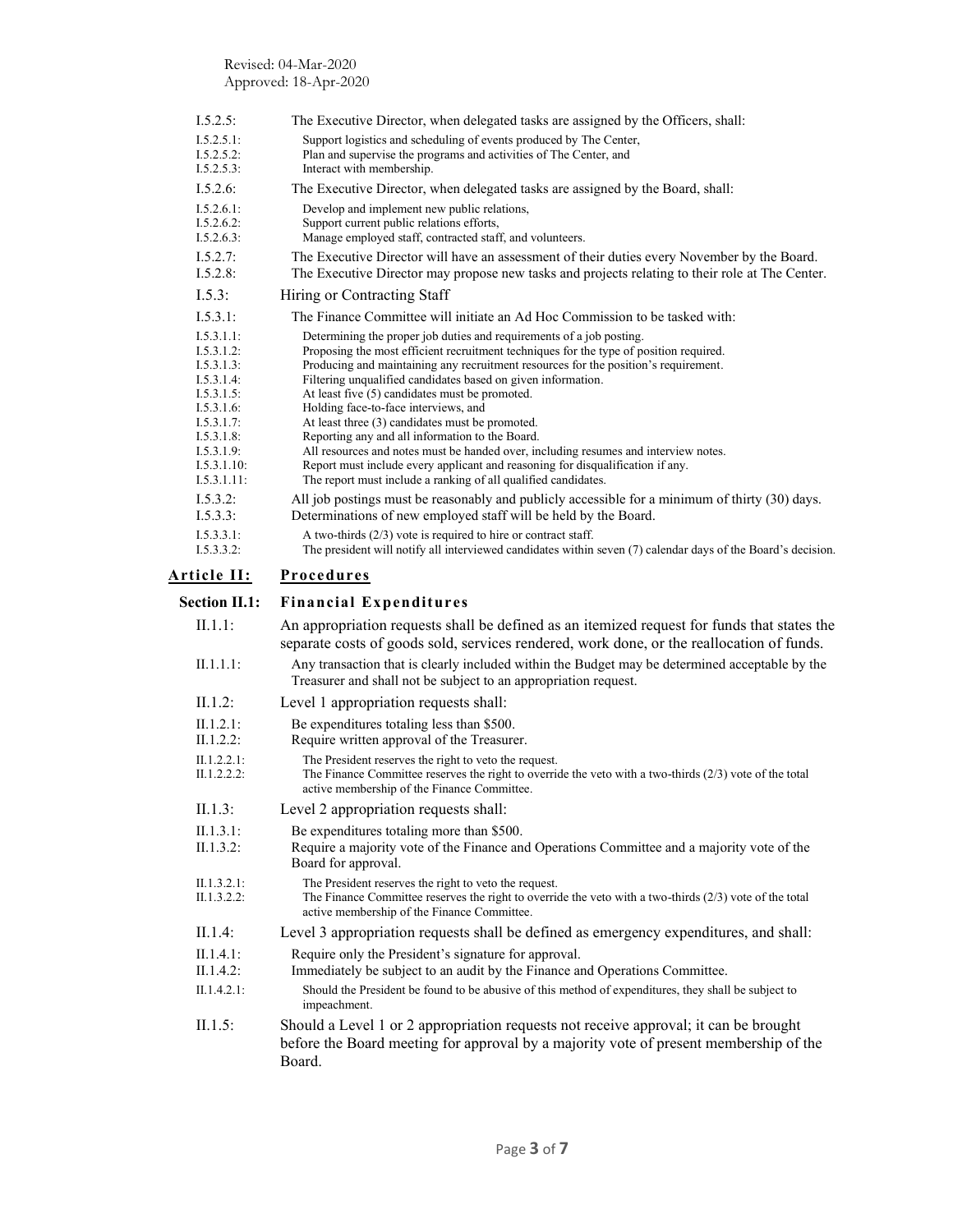Revised: 04-Mar-2020
Approved: 18-Apr-2020

I.5.2.5: The Executive Director, when delegated tasks are assigned by the Officers, shall:

I.5.2.5.1: Support logistics and scheduling of events produced by The Center,
I.5.2.5.2: Plan and supervise the programs and activities of The Center, and
I.5.2.5.3: Interact with membership.

I.5.2.6: The Executive Director, when delegated tasks are assigned by the Board, shall:

I.5.2.6.1: Develop and implement new public relations,
I.5.2.6.2: Support current public relations efforts,
I.5.2.6.3: Manage employed staff, contracted staff, and volunteers.

I.5.2.7: The Executive Director will have an assessment of their duties every November by the Board.
I.5.2.8: The Executive Director may propose new tasks and projects relating to their role at The Center.

I.5.3: Hiring or Contracting Staff

I.5.3.1: The Finance Committee will initiate an Ad Hoc Commission to be tasked with:

I.5.3.1.1: Determining the proper job duties and requirements of a job posting.
I.5.3.1.2: Proposing the most efficient recruitment techniques for the type of position required.
I.5.3.1.3: Producing and maintaining any recruitment resources for the position's requirement.
I.5.3.1.4: Filtering unqualified candidates based on given information.
I.5.3.1.5: At least five (5) candidates must be promoted.
I.5.3.1.6: Holding face-to-face interviews, and
I.5.3.1.7: At least three (3) candidates must be promoted.
I.5.3.1.8: Reporting any and all information to the Board.
I.5.3.1.9: All resources and notes must be handed over, including resumes and interview notes.
I.5.3.1.10: Report must include every applicant and reasoning for disqualification if any.
I.5.3.1.11: The report must include a ranking of all qualified candidates.

I.5.3.2: All job postings must be reasonably and publicly accessible for a minimum of thirty (30) days.
I.5.3.3: Determinations of new employed staff will be held by the Board.

I.5.3.3.1: A two-thirds (2/3) vote is required to hire or contract staff.
I.5.3.3.2: The president will notify all interviewed candidates within seven (7) calendar days of the Board's decision.

## Article II: Procedures

### Section II.1: Financial Expenditures

II.1.1: An appropriation requests shall be defined as an itemized request for funds that states the separate costs of goods sold, services rendered, work done, or the reallocation of funds.

II.1.1.1: Any transaction that is clearly included within the Budget may be determined acceptable by the Treasurer and shall not be subject to an appropriation request.

II.1.2: Level 1 appropriation requests shall:

II.1.2.1: Be expenditures totaling less than $500.
II.1.2.2: Require written approval of the Treasurer.

II.1.2.2.1: The President reserves the right to veto the request.
II.1.2.2.2: The Finance Committee reserves the right to override the veto with a two-thirds (2/3) vote of the total active membership of the Finance Committee.

II.1.3: Level 2 appropriation requests shall:

II.1.3.1: Be expenditures totaling more than $500.
II.1.3.2: Require a majority vote of the Finance and Operations Committee and a majority vote of the Board for approval.

II.1.3.2.1: The President reserves the right to veto the request.
II.1.3.2.2: The Finance Committee reserves the right to override the veto with a two-thirds (2/3) vote of the total active membership of the Finance Committee.

II.1.4: Level 3 appropriation requests shall be defined as emergency expenditures, and shall:

II.1.4.1: Require only the President's signature for approval.
II.1.4.2: Immediately be subject to an audit by the Finance and Operations Committee.

II.1.4.2.1: Should the President be found to be abusive of this method of expenditures, they shall be subject to impeachment.

II.1.5: Should a Level 1 or 2 appropriation requests not receive approval; it can be brought before the Board meeting for approval by a majority vote of present membership of the Board.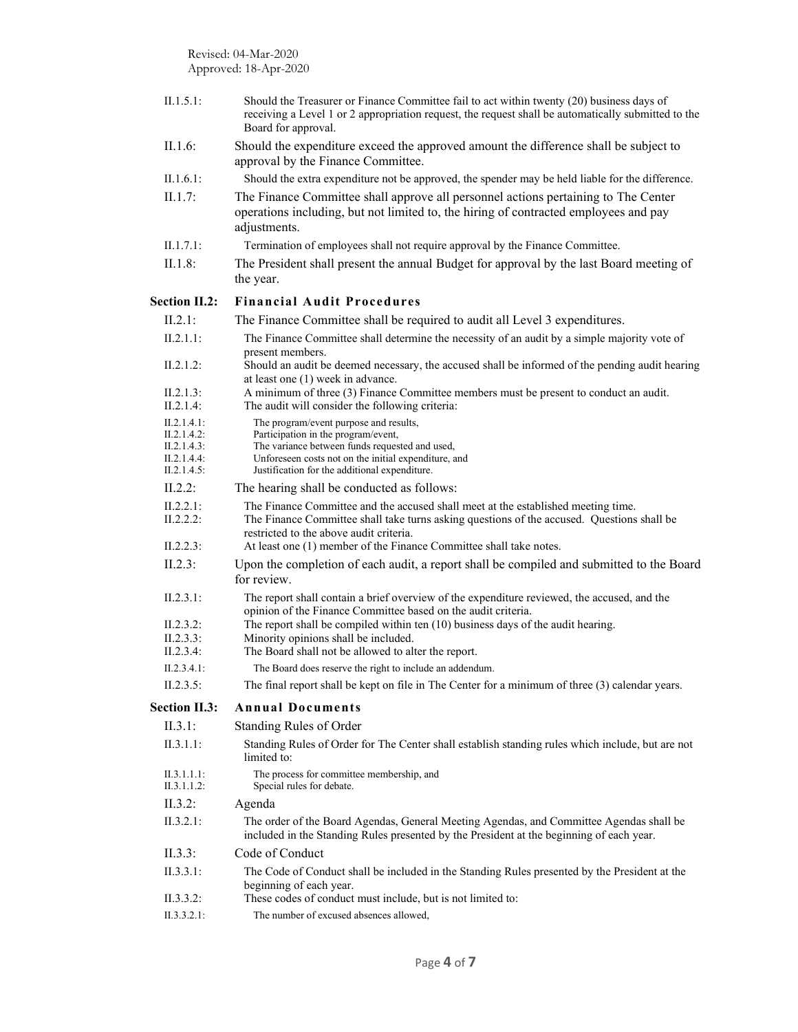Revised: 04-Mar-2020
Approved: 18-Apr-2020

II.1.5.1: Should the Treasurer or Finance Committee fail to act within twenty (20) business days of receiving a Level 1 or 2 appropriation request, the request shall be automatically submitted to the Board for approval.

II.1.6: Should the expenditure exceed the approved amount the difference shall be subject to approval by the Finance Committee.

II.1.6.1: Should the extra expenditure not be approved, the spender may be held liable for the difference.

II.1.7: The Finance Committee shall approve all personnel actions pertaining to The Center operations including, but not limited to, the hiring of contracted employees and pay adjustments.

II.1.7.1: Termination of employees shall not require approval by the Finance Committee.

II.1.8: The President shall present the annual Budget for approval by the last Board meeting of the year.

## Section II.2: Financial Audit Procedures

II.2.1: The Finance Committee shall be required to audit all Level 3 expenditures.

II.2.1.1: The Finance Committee shall determine the necessity of an audit by a simple majority vote of present members.

II.2.1.2: Should an audit be deemed necessary, the accused shall be informed of the pending audit hearing at least one (1) week in advance.

II.2.1.3: A minimum of three (3) Finance Committee members must be present to conduct an audit.

II.2.1.4: The audit will consider the following criteria:

II.2.1.4.1: The program/event purpose and results,

II.2.1.4.2: Participation in the program/event,

II.2.1.4.3: The variance between funds requested and used,

II.2.1.4.4: Unforeseen costs not on the initial expenditure, and

II.2.1.4.5: Justification for the additional expenditure.

II.2.2: The hearing shall be conducted as follows:

II.2.2.1: The Finance Committee and the accused shall meet at the established meeting time.

II.2.2.2: The Finance Committee shall take turns asking questions of the accused. Questions shall be restricted to the above audit criteria.

II.2.2.3: At least one (1) member of the Finance Committee shall take notes.

II.2.3: Upon the completion of each audit, a report shall be compiled and submitted to the Board for review.

II.2.3.1: The report shall contain a brief overview of the expenditure reviewed, the accused, and the opinion of the Finance Committee based on the audit criteria.

II.2.3.2: The report shall be compiled within ten (10) business days of the audit hearing.

II.2.3.3: Minority opinions shall be included.

II.2.3.4: The Board shall not be allowed to alter the report.

II.2.3.4.1: The Board does reserve the right to include an addendum.

II.2.3.5: The final report shall be kept on file in The Center for a minimum of three (3) calendar years.

## Section II.3: Annual Documents

II.3.1: Standing Rules of Order

II.3.1.1: Standing Rules of Order for The Center shall establish standing rules which include, but are not limited to:

II.3.1.1.1: The process for committee membership, and

II.3.1.1.2: Special rules for debate.

II.3.2: Agenda

II.3.2.1: The order of the Board Agendas, General Meeting Agendas, and Committee Agendas shall be included in the Standing Rules presented by the President at the beginning of each year.

II.3.3: Code of Conduct

II.3.3.1: The Code of Conduct shall be included in the Standing Rules presented by the President at the beginning of each year.

II.3.3.2: These codes of conduct must include, but is not limited to:

II.3.3.2.1: The number of excused absences allowed,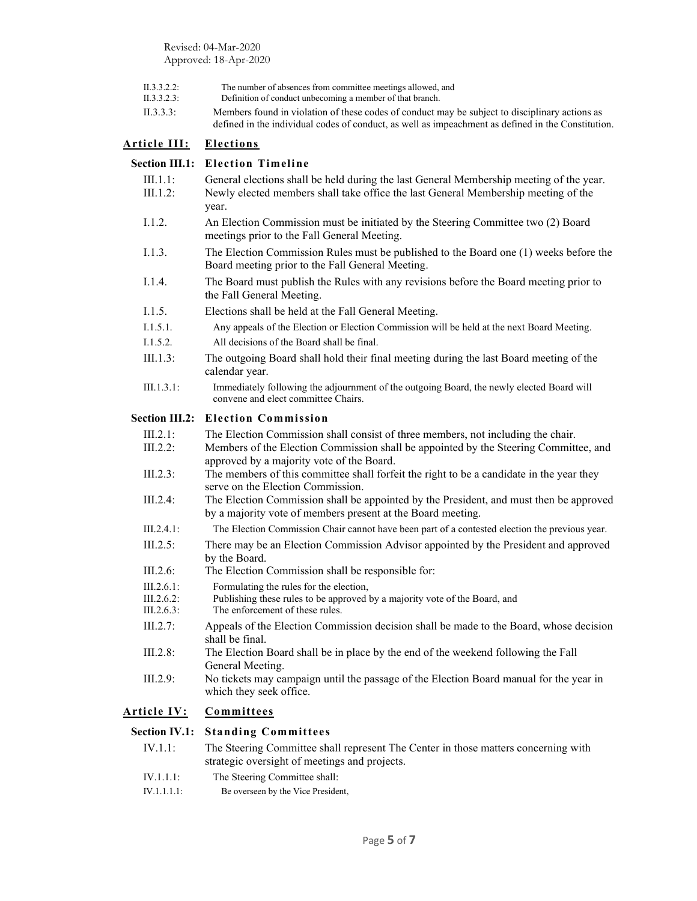Revised: 04-Mar-2020
Approved: 18-Apr-2020

II.3.3.2.2: The number of absences from committee meetings allowed, and

II.3.3.2.3: Definition of conduct unbecoming a member of that branch.

II.3.3.3: Members found in violation of these codes of conduct may be subject to disciplinary actions as defined in the individual codes of conduct, as well as impeachment as defined in the Constitution.

## Article III: Elections

### Section III.1: Election Timeline

III.1.1: General elections shall be held during the last General Membership meeting of the year.

III.1.2: Newly elected members shall take office the last General Membership meeting of the year.

I.1.2. An Election Commission must be initiated by the Steering Committee two (2) Board meetings prior to the Fall General Meeting.

I.1.3. The Election Commission Rules must be published to the Board one (1) weeks before the Board meeting prior to the Fall General Meeting.

I.1.4. The Board must publish the Rules with any revisions before the Board meeting prior to the Fall General Meeting.

I.1.5. Elections shall be held at the Fall General Meeting.

I.1.5.1. Any appeals of the Election or Election Commission will be held at the next Board Meeting.

I.1.5.2. All decisions of the Board shall be final.

III.1.3: The outgoing Board shall hold their final meeting during the last Board meeting of the calendar year.

III.1.3.1: Immediately following the adjournment of the outgoing Board, the newly elected Board will convene and elect committee Chairs.

### Section III.2: Election Commission

III.2.1: The Election Commission shall consist of three members, not including the chair.

III.2.2: Members of the Election Commission shall be appointed by the Steering Committee, and approved by a majority vote of the Board.

III.2.3: The members of this committee shall forfeit the right to be a candidate in the year they serve on the Election Commission.

III.2.4: The Election Commission shall be appointed by the President, and must then be approved by a majority vote of members present at the Board meeting.

III.2.4.1: The Election Commission Chair cannot have been part of a contested election the previous year.

III.2.5: There may be an Election Commission Advisor appointed by the President and approved by the Board.

III.2.6: The Election Commission shall be responsible for:

III.2.6.1: Formulating the rules for the election,

III.2.6.2: Publishing these rules to be approved by a majority vote of the Board, and

III.2.6.3: The enforcement of these rules.

III.2.7: Appeals of the Election Commission decision shall be made to the Board, whose decision shall be final.

III.2.8: The Election Board shall be in place by the end of the weekend following the Fall General Meeting.

III.2.9: No tickets may campaign until the passage of the Election Board manual for the year in which they seek office.

## Article IV: Committees

### Section IV.1: Standing Committees

IV.1.1: The Steering Committee shall represent The Center in those matters concerning with strategic oversight of meetings and projects.

IV.1.1.1: The Steering Committee shall:

IV.1.1.1.1: Be overseen by the Vice President,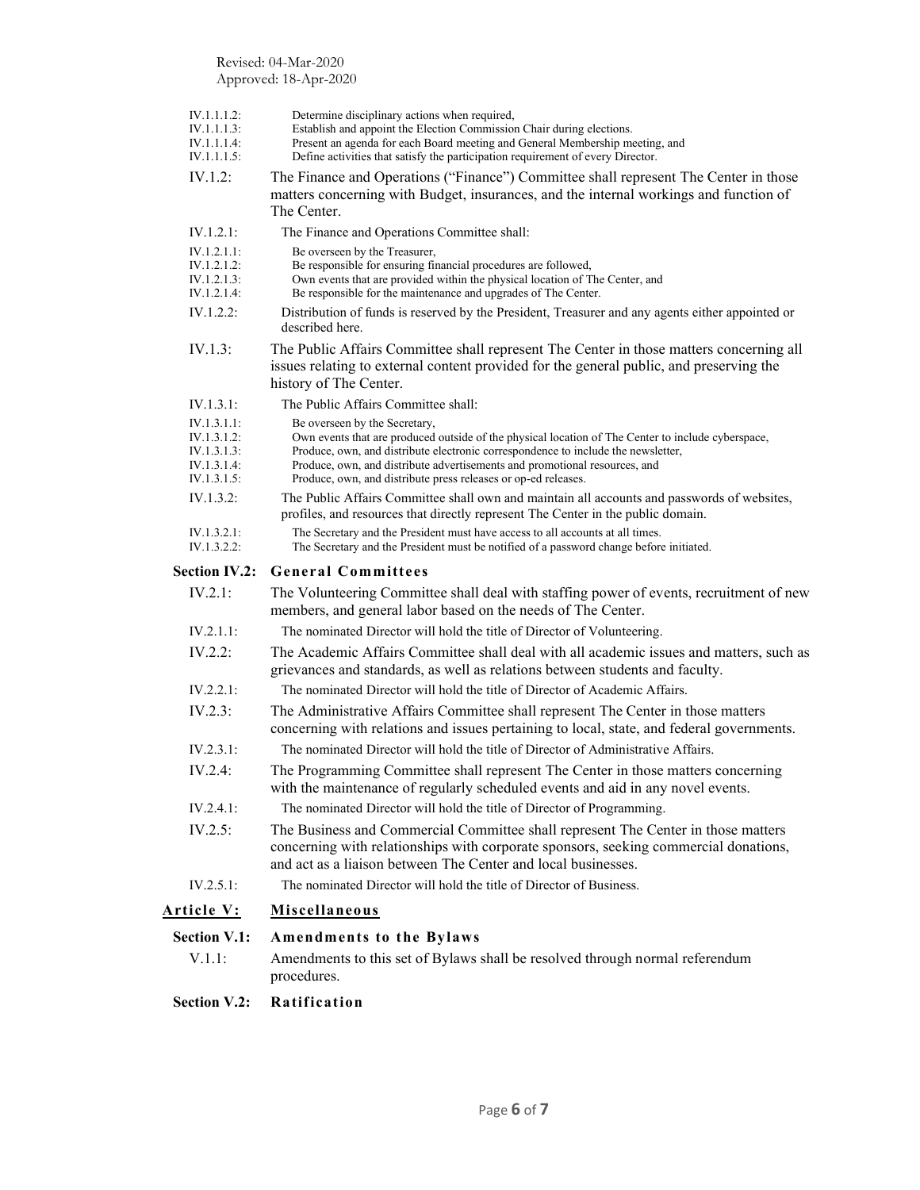Revised: 04-Mar-2020
Approved: 18-Apr-2020

IV.1.1.1.2: Determine disciplinary actions when required,
IV.1.1.1.3: Establish and appoint the Election Commission Chair during elections.
IV.1.1.1.4: Present an agenda for each Board meeting and General Membership meeting, and
IV.1.1.1.5: Define activities that satisfy the participation requirement of every Director.

IV.1.2: The Finance and Operations ("Finance") Committee shall represent The Center in those matters concerning with Budget, insurances, and the internal workings and function of The Center.

IV.1.2.1: The Finance and Operations Committee shall:

IV.1.2.1.1: Be overseen by the Treasurer,
IV.1.2.1.2: Be responsible for ensuring financial procedures are followed,
IV.1.2.1.3: Own events that are provided within the physical location of The Center, and
IV.1.2.1.4: Be responsible for the maintenance and upgrades of The Center.

IV.1.2.2: Distribution of funds is reserved by the President, Treasurer and any agents either appointed or described here.

IV.1.3: The Public Affairs Committee shall represent The Center in those matters concerning all issues relating to external content provided for the general public, and preserving the history of The Center.

IV.1.3.1: The Public Affairs Committee shall:

IV.1.3.1.1: Be overseen by the Secretary,
IV.1.3.1.2: Own events that are produced outside of the physical location of The Center to include cyberspace,
IV.1.3.1.3: Produce, own, and distribute electronic correspondence to include the newsletter,
IV.1.3.1.4: Produce, own, and distribute advertisements and promotional resources, and
IV.1.3.1.5: Produce, own, and distribute press releases or op-ed releases.

IV.1.3.2: The Public Affairs Committee shall own and maintain all accounts and passwords of websites, profiles, and resources that directly represent The Center in the public domain.

IV.1.3.2.1: The Secretary and the President must have access to all accounts at all times.
IV.1.3.2.2: The Secretary and the President must be notified of a password change before initiated.

### Section IV.2: General Committees

IV.2.1: The Volunteering Committee shall deal with staffing power of events, recruitment of new members, and general labor based on the needs of The Center.

IV.2.1.1: The nominated Director will hold the title of Director of Volunteering.

IV.2.2: The Academic Affairs Committee shall deal with all academic issues and matters, such as grievances and standards, as well as relations between students and faculty.

IV.2.2.1: The nominated Director will hold the title of Director of Academic Affairs.

IV.2.3: The Administrative Affairs Committee shall represent The Center in those matters concerning with relations and issues pertaining to local, state, and federal governments.

IV.2.3.1: The nominated Director will hold the title of Director of Administrative Affairs.

IV.2.4: The Programming Committee shall represent The Center in those matters concerning with the maintenance of regularly scheduled events and aid in any novel events.

IV.2.4.1: The nominated Director will hold the title of Director of Programming.

IV.2.5: The Business and Commercial Committee shall represent The Center in those matters concerning with relationships with corporate sponsors, seeking commercial donations, and act as a liaison between The Center and local businesses.

IV.2.5.1: The nominated Director will hold the title of Director of Business.

## Article V: Miscellaneous

### Section V.1: Amendments to the Bylaws

V.1.1: Amendments to this set of Bylaws shall be resolved through normal referendum procedures.

### Section V.2: Ratification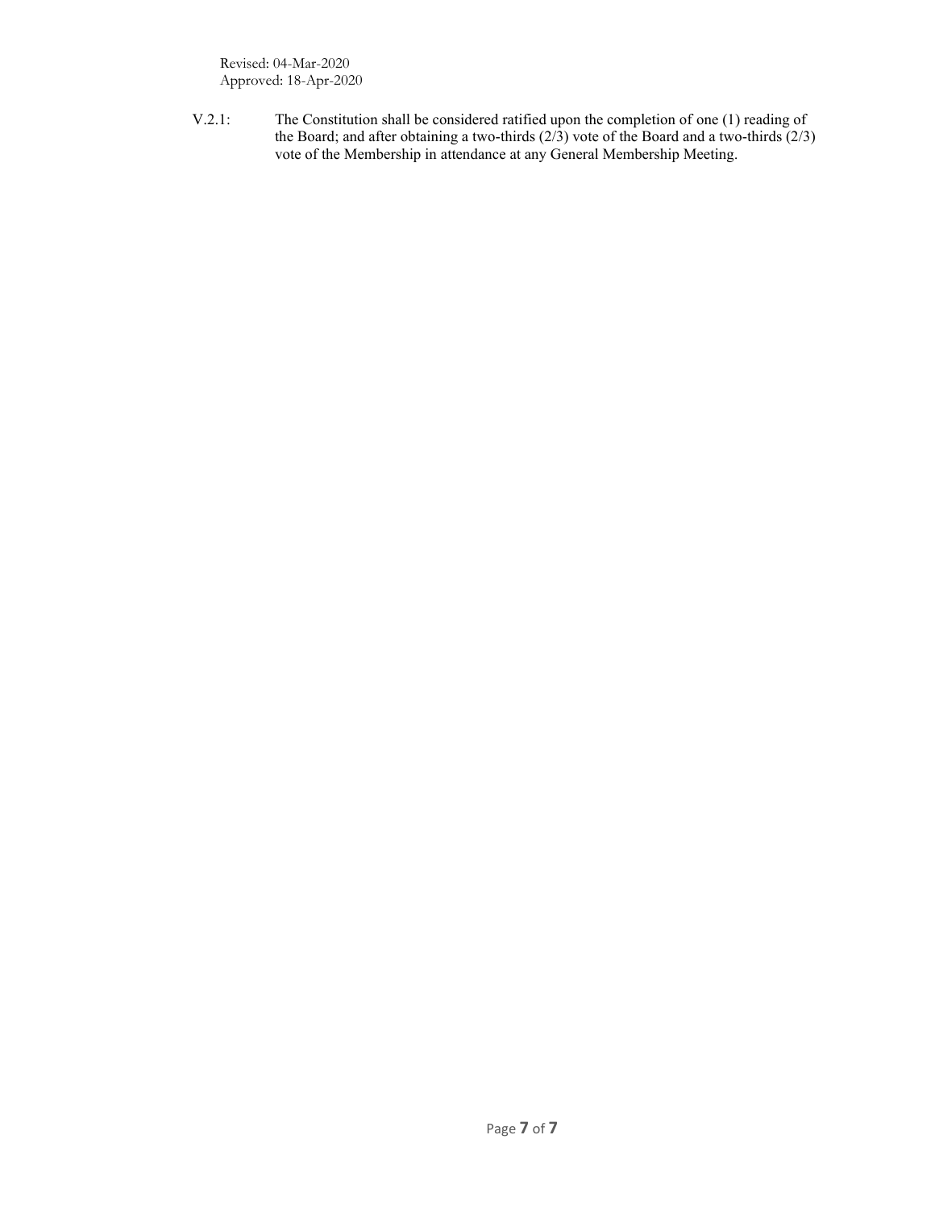Revised: 04-Mar-2020
Approved: 18-Apr-2020

V.2.1: The Constitution shall be considered ratified upon the completion of one (1) reading of the Board; and after obtaining a two-thirds (2/3) vote of the Board and a two-thirds (2/3) vote of the Membership in attendance at any General Membership Meeting.